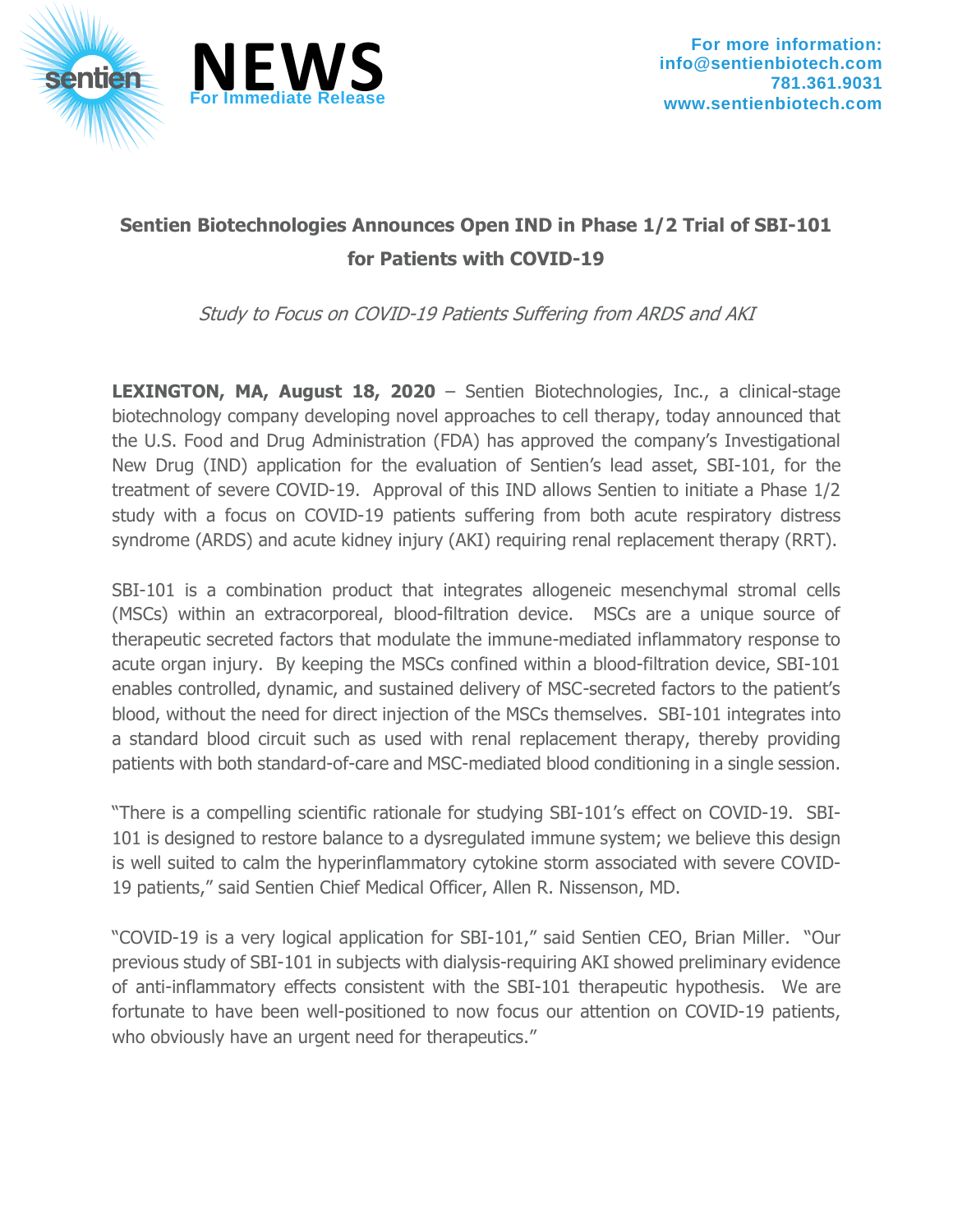**NEWS**
For Immediate Release

**For more information:**
**info@sentienbiotech.com**
**781.361.9031**
**www.sentienbiotech.com**

## Sentien Biotechnologies Announces Open IND in Phase 1/2 Trial of SBI-101 for Patients with COVID-19

*Study to Focus on COVID-19 Patients Suffering from ARDS and AKI*

**LEXINGTON, MA, August 18, 2020** – Sentien Biotechnologies, Inc., a clinical-stage biotechnology company developing novel approaches to cell therapy, today announced that the U.S. Food and Drug Administration (FDA) has approved the company's Investigational New Drug (IND) application for the evaluation of Sentien's lead asset, SBI-101, for the treatment of severe COVID-19. Approval of this IND allows Sentien to initiate a Phase 1/2 study with a focus on COVID-19 patients suffering from both acute respiratory distress syndrome (ARDS) and acute kidney injury (AKI) requiring renal replacement therapy (RRT).

SBI-101 is a combination product that integrates allogeneic mesenchymal stromal cells (MSCs) within an extracorporeal, blood-filtration device. MSCs are a unique source of therapeutic secreted factors that modulate the immune-mediated inflammatory response to acute organ injury. By keeping the MSCs confined within a blood-filtration device, SBI-101 enables controlled, dynamic, and sustained delivery of MSC-secreted factors to the patient's blood, without the need for direct injection of the MSCs themselves. SBI-101 integrates into a standard blood circuit such as used with renal replacement therapy, thereby providing patients with both standard-of-care and MSC-mediated blood conditioning in a single session.

"There is a compelling scientific rationale for studying SBI-101's effect on COVID-19. SBI-101 is designed to restore balance to a dysregulated immune system; we believe this design is well suited to calm the hyperinflammatory cytokine storm associated with severe COVID-19 patients," said Sentien Chief Medical Officer, Allen R. Nissenson, MD.

"COVID-19 is a very logical application for SBI-101," said Sentien CEO, Brian Miller. "Our previous study of SBI-101 in subjects with dialysis-requiring AKI showed preliminary evidence of anti-inflammatory effects consistent with the SBI-101 therapeutic hypothesis. We are fortunate to have been well-positioned to now focus our attention on COVID-19 patients, who obviously have an urgent need for therapeutics."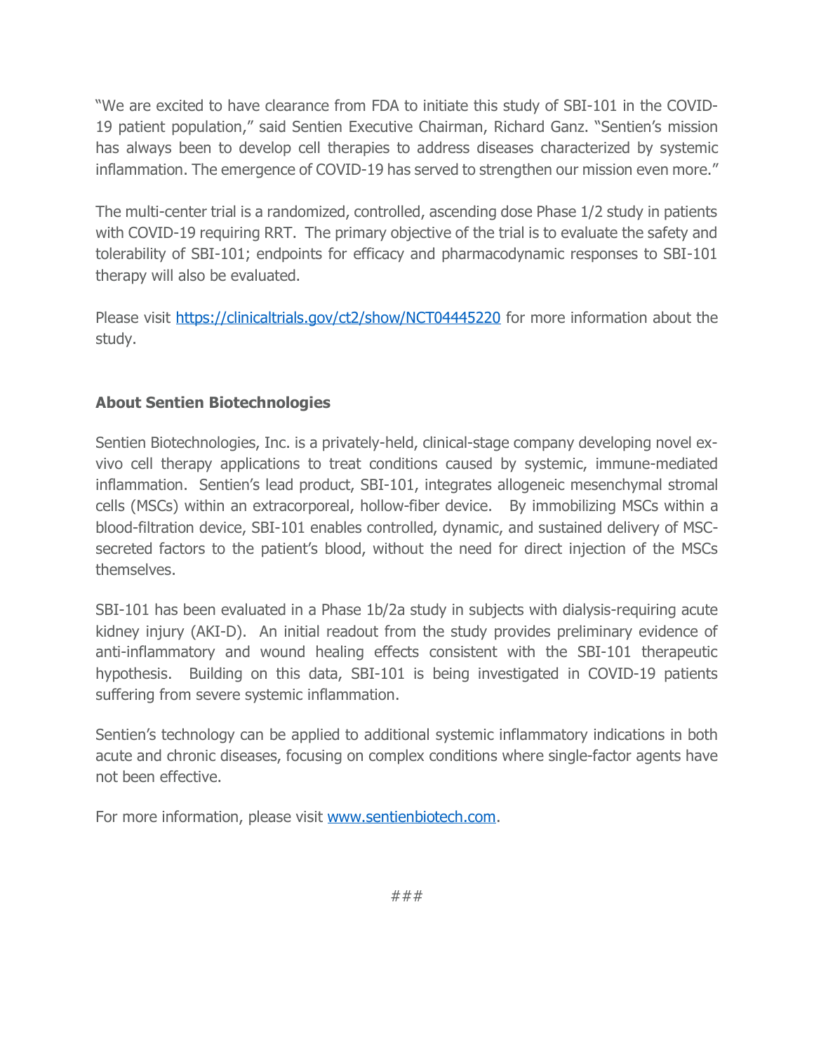"We are excited to have clearance from FDA to initiate this study of SBI-101 in the COVID-19 patient population," said Sentien Executive Chairman, Richard Ganz. "Sentien's mission has always been to develop cell therapies to address diseases characterized by systemic inflammation. The emergence of COVID-19 has served to strengthen our mission even more."

The multi-center trial is a randomized, controlled, ascending dose Phase 1/2 study in patients with COVID-19 requiring RRT. The primary objective of the trial is to evaluate the safety and tolerability of SBI-101; endpoints for efficacy and pharmacodynamic responses to SBI-101 therapy will also be evaluated.

Please visit [https://clinicaltrials.gov/ct2/show/NCT04445220](https://clinicaltrials.gov/ct2/show/NCT04445220) for more information about the study.

## About Sentien Biotechnologies

Sentien Biotechnologies, Inc. is a privately-held, clinical-stage company developing novel ex-vivo cell therapy applications to treat conditions caused by systemic, immune-mediated inflammation. Sentien's lead product, SBI-101, integrates allogeneic mesenchymal stromal cells (MSCs) within an extracorporeal, hollow-fiber device. By immobilizing MSCs within a blood-filtration device, SBI-101 enables controlled, dynamic, and sustained delivery of MSC-secreted factors to the patient's blood, without the need for direct injection of the MSCs themselves.

SBI-101 has been evaluated in a Phase 1b/2a study in subjects with dialysis-requiring acute kidney injury (AKI-D). An initial readout from the study provides preliminary evidence of anti-inflammatory and wound healing effects consistent with the SBI-101 therapeutic hypothesis. Building on this data, SBI-101 is being investigated in COVID-19 patients suffering from severe systemic inflammation.

Sentien's technology can be applied to additional systemic inflammatory indications in both acute and chronic diseases, focusing on complex conditions where single-factor agents have not been effective.

For more information, please visit [www.sentienbiotech.com](www.sentienbiotech.com).

###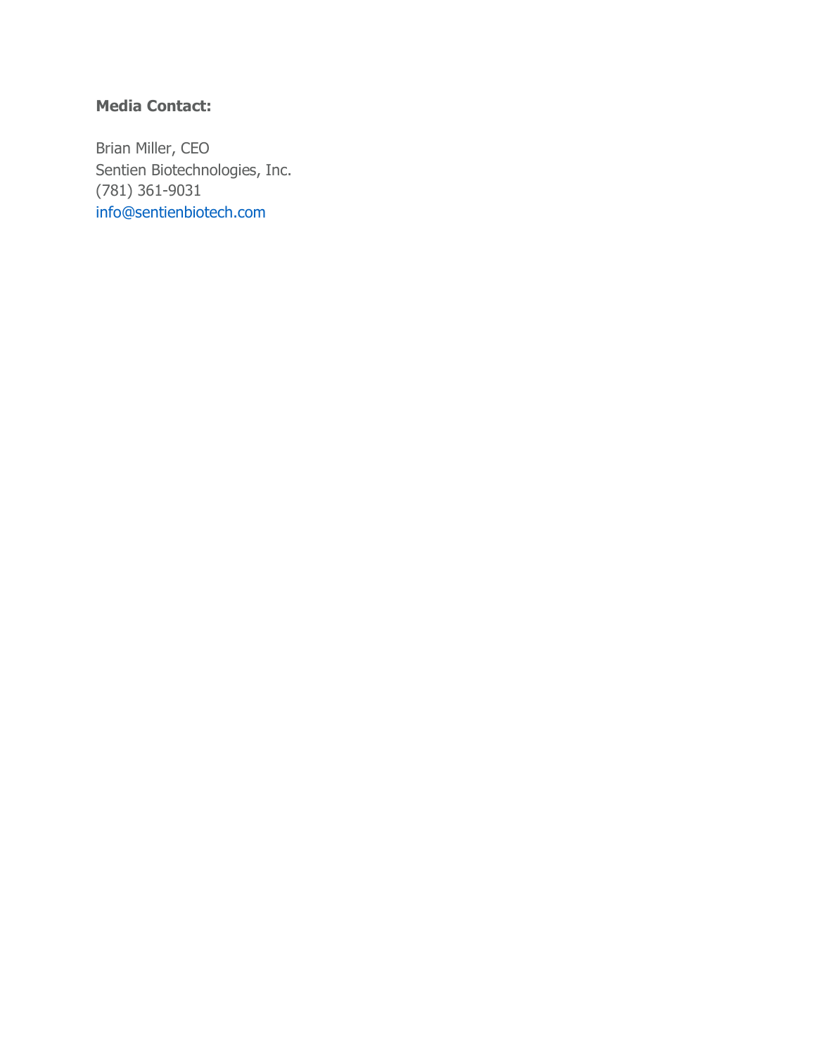**Media Contact:**

Brian Miller, CEO
Sentien Biotechnologies, Inc.
(781) 361-9031
info@sentienbiotech.com